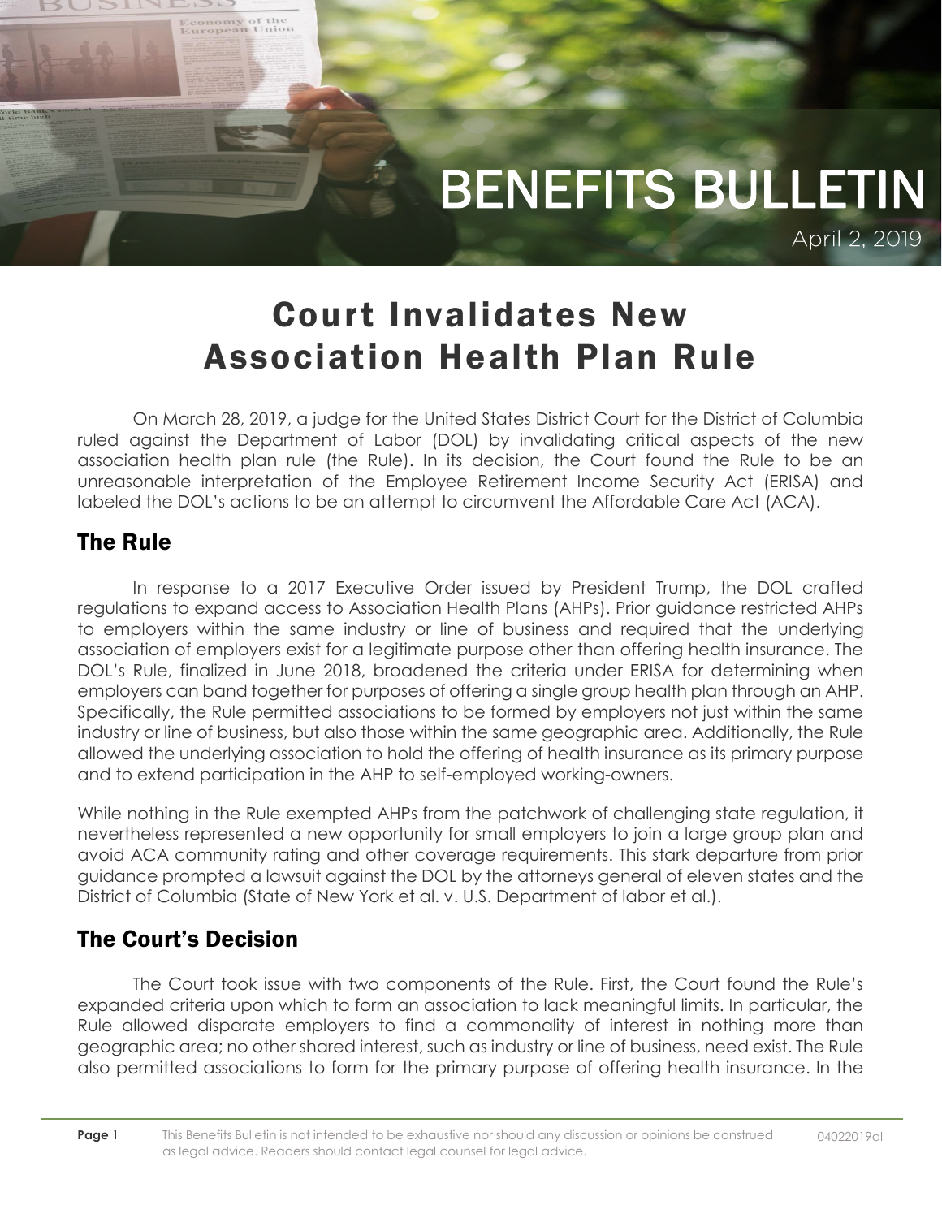# BENEFITS BULLETIN

April 2, 2019

# Court Invalidates New Association Health Plan Rule

On March 28, 2019, a judge for the United States District Court for the District of Columbia ruled against the Department of Labor (DOL) by invalidating critical aspects of the new association health plan rule (the Rule). In its decision, the Court found the Rule to be an unreasonable interpretation of the Employee Retirement Income Security Act (ERISA) and labeled the DOL's actions to be an attempt to circumvent the Affordable Care Act (ACA).

## The Rule

In response to a 2017 Executive Order issued by President Trump, the DOL crafted regulations to expand access to Association Health Plans (AHPs). Prior guidance restricted AHPs to employers within the same industry or line of business and required that the underlying association of employers exist for a legitimate purpose other than offering health insurance. The DOL's Rule, finalized in June 2018, broadened the criteria under ERISA for determining when employers can band together for purposes of offering a single group health plan through an AHP. Specifically, the Rule permitted associations to be formed by employers not just within the same industry or line of business, but also those within the same geographic area. Additionally, the Rule allowed the underlying association to hold the offering of health insurance as its primary purpose and to extend participation in the AHP to self-employed working-owners.

While nothing in the Rule exempted AHPs from the patchwork of challenging state regulation, it nevertheless represented a new opportunity for small employers to join a large group plan and avoid ACA community rating and other coverage requirements. This stark departure from prior guidance prompted a lawsuit against the DOL by the attorneys general of eleven states and the District of Columbia (State of New York et al. v. U.S. Department of labor et al.).

## The Court's Decision

The Court took issue with two components of the Rule. First, the Court found the Rule's expanded criteria upon which to form an association to lack meaningful limits. In particular, the Rule allowed disparate employers to find a commonality of interest in nothing more than geographic area; no other shared interest, such as industry or line of business, need exist. The Rule also permitted associations to form for the primary purpose of offering health insurance. In the

This Benefits Bulletin is not intended to be exhaustive nor should any discussion or opinions be construed as legal advice. Readers should contact legal counsel for legal advice.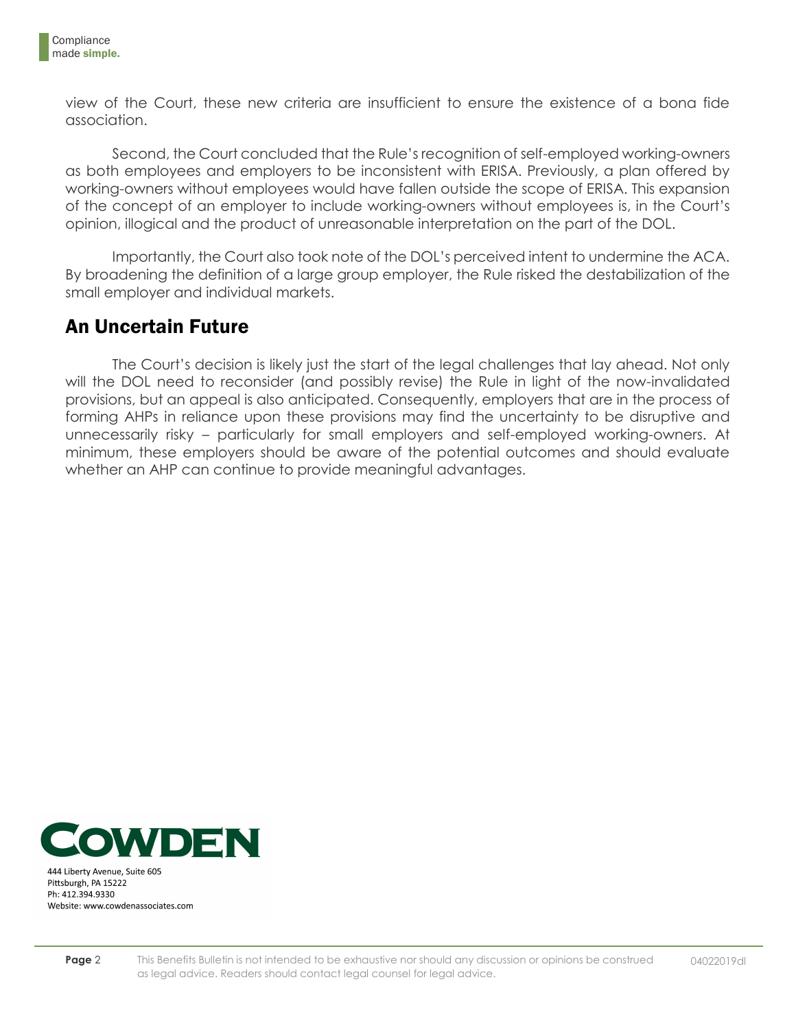view of the Court, these new criteria are insufficient to ensure the existence of a bona fide association.

Second, the Court concluded that the Rule's recognition of self-employed working-owners as both employees and employers to be inconsistent with ERISA. Previously, a plan offered by working-owners without employees would have fallen outside the scope of ERISA. This expansion of the concept of an employer to include working-owners without employees is, in the Court's opinion, illogical and the product of unreasonable interpretation on the part of the DOL.

Importantly, the Court also took note of the DOL's perceived intent to undermine the ACA. By broadening the definition of a large group employer, the Rule risked the destabilization of the small employer and individual markets.

## An Uncertain Future

The Court's decision is likely just the start of the legal challenges that lay ahead. Not only will the DOL need to reconsider (and possibly revise) the Rule in light of the now-invalidated provisions, but an appeal is also anticipated. Consequently, employers that are in the process of forming AHPs in reliance upon these provisions may find the uncertainty to be disruptive and unnecessarily risky – particularly for small employers and self-employed working-owners. At minimum, these employers should be aware of the potential outcomes and should evaluate whether an AHP can continue to provide meaningful advantages.

COWDEN

444 Liberty Avenue, Suite 605
Pittsburgh, PA 15222
Ph: 412.394.9330
Website: www.cowdenassociates.com

This Benefits Bulletin is not intended to be exhaustive nor should any discussion or opinions be construed as legal advice. Readers should contact legal counsel for legal advice.

04022019dl